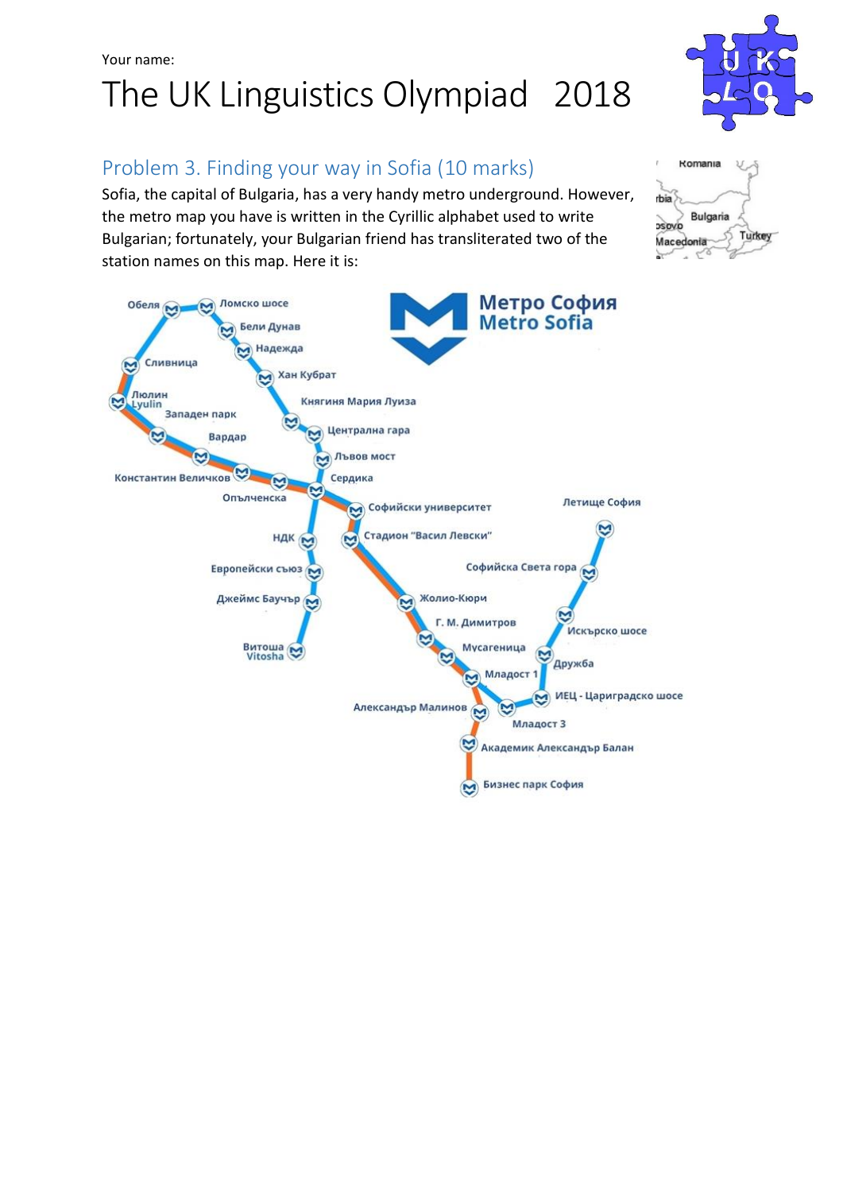# The UK Linguistics Olympiad 2018

## Problem 3. Finding your way in Sofia (10 marks)

Sofia, the capital of Bulgaria, has a very handy metro underground. However, the metro map you have is written in the Cyrillic alphabet used to write Bulgarian; fortunately, your Bulgarian friend has transliterated two of the station names on this map. Here it is:

Метро София
Metro Sofia

- Обеля
- Ломско шосе
- Бели Дунав
- Надежда
- Сливница
- Хан Кубрат
- Люлин / Lyulin
- Княгиня Мария Луиза
- Западен парк
- Централна гара
- Вардар
- Лъвов мост
- Константин Величков
- Сердика
- Опълченска
- Софийски университет
- Летище София
- НДК
- Стадион "Васил Левски"
- Европейски съюз
- Софийска Света гора
- Джеймс Баучър
- Жолио-Кюри
- Г. М. Димитров
- Искърско шосе
- Витоша / Vitosha
- Мусагеница
- Дружба
- Младост 1
- ИЕЦ - Цариградско шосе
- Александър Малинов
- Младост 3
- Академик Александър Балан
- Бизнес парк София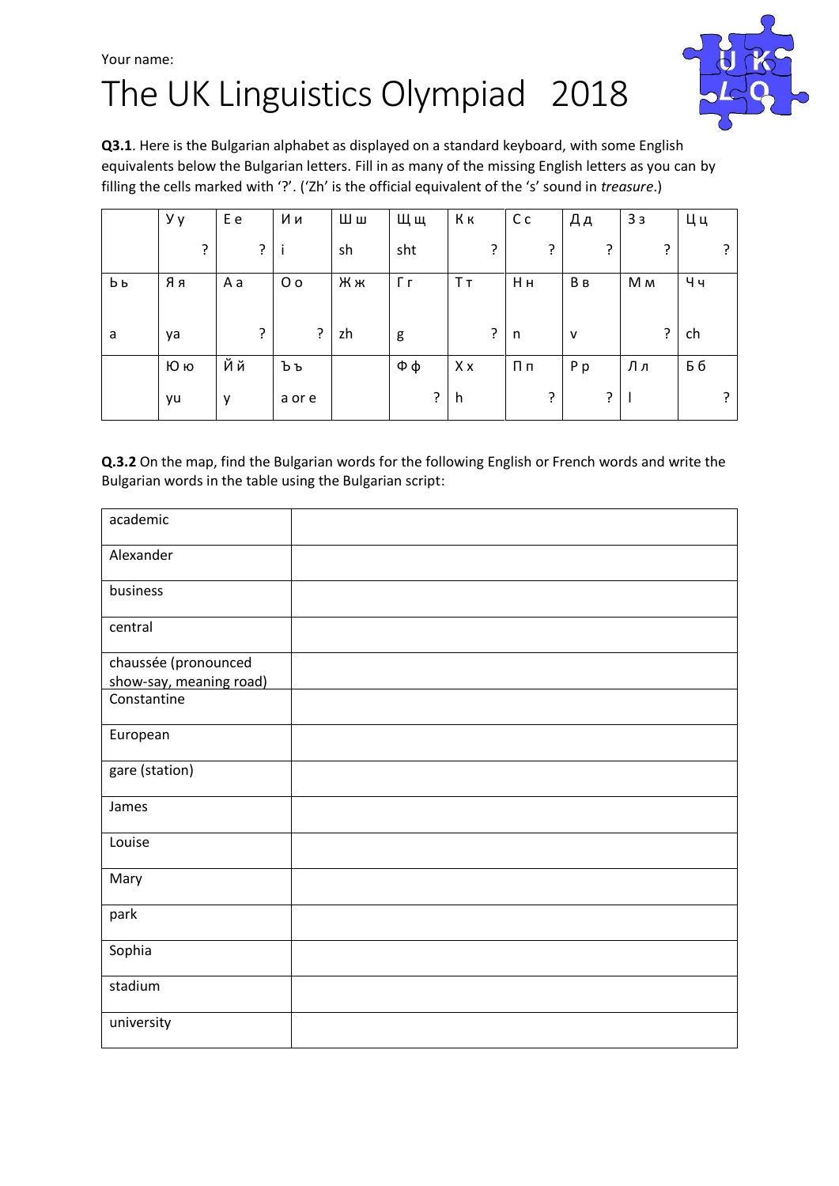Your name:

# The UK Linguistics Olympiad 2018

**Q3.1**. Here is the Bulgarian alphabet as displayed on a standard keyboard, with some English equivalents below the Bulgarian letters. Fill in as many of the missing English letters as you can by filling the cells marked with '?'. ('Zh' is the official equivalent of the 's' sound in *treasure*.)

| | У у | Е е | И и | Ш ш | Щ щ | К к | С с | Д д | З з | Ц ц |
|---|---|---|---|---|---|---|---|---|---|---|
| | ? | ? | i | sh | sht | ? | ? | ? | ? | ? |
| Ь ь | Я я | А а | О о | Ж ж | Г г | Т т | Н н | В в | М м | Ч ч |
| a | ya | ? | ? | zh | g | ? | n | v | ? | ch |
| | Ю ю | Й й | Ъ ъ | | Ф ф | Х х | П п | Р р | Л л | Б б |
| | yu | y | a or e | | ? | h | ? | ? | l | ? |

**Q.3.2** On the map, find the Bulgarian words for the following English or French words and write the Bulgarian words in the table using the Bulgarian script:

| | |
|---|---|
| academic | |
| Alexander | |
| business | |
| central | |
| chaussée (pronounced show-say, meaning road) | |
| Constantine | |
| European | |
| gare (station) | |
| James | |
| Louise | |
| Mary | |
| park | |
| Sophia | |
| stadium | |
| university | |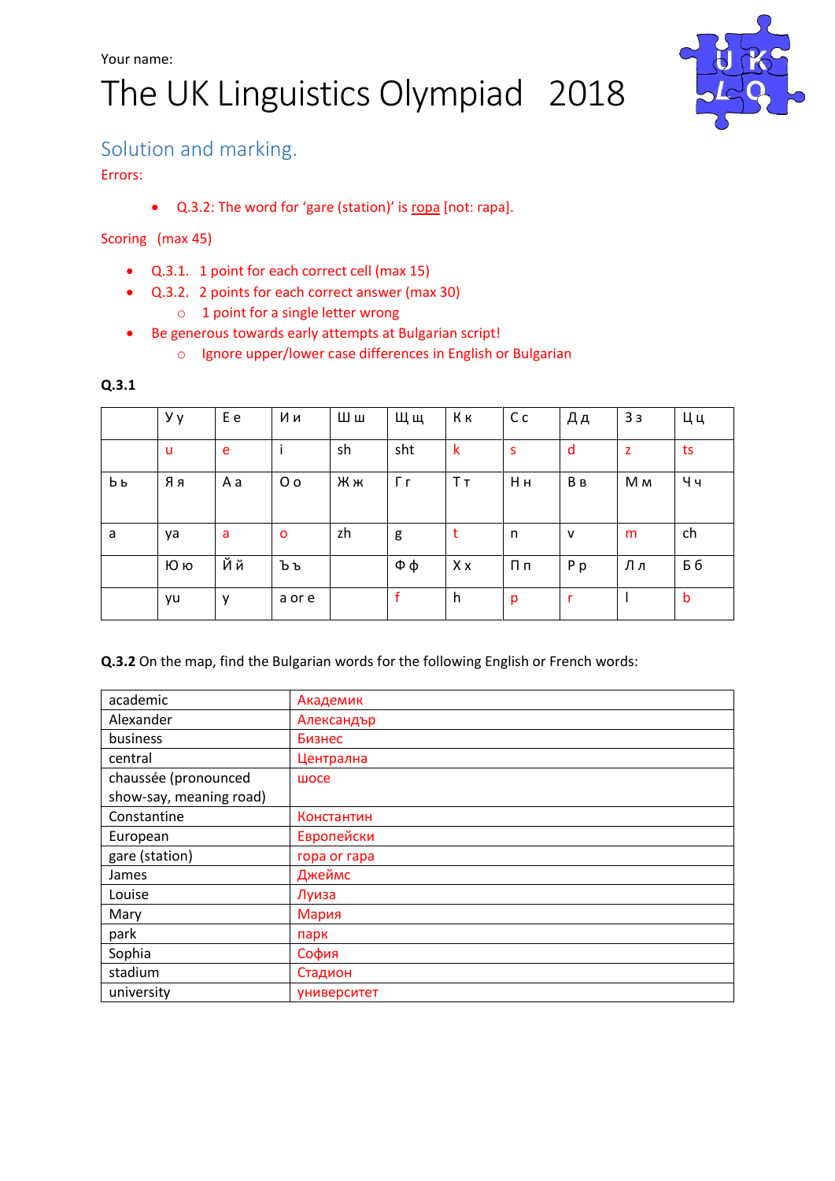Your name:

# The UK Linguistics Olympiad 2018

## Solution and marking.

Errors:

- Q.3.2: The word for 'gare (station)' is ropa [not: rapa].

Scoring (max 45)

- Q.3.1. 1 point for each correct cell (max 15)
- Q.3.2. 2 points for each correct answer (max 30)
    - 1 point for a single letter wrong
- Be generous towards early attempts at Bulgarian script!
    - Ignore upper/lower case differences in English or Bulgarian

**Q.3.1**

| | У у | Е е | И и | Ш ш | Щ щ | К к | С с | Д д | З з | Ц ц |
|---|---|---|---|---|---|---|---|---|---|---|
| | u | e | i | sh | sht | k | s | d | z | ts |
| Ь ь | Я я | А а | О о | Ж ж | Г г | Т т | Н н | В в | М м | Ч ч |
| a | ya | a | o | zh | g | t | n | v | m | ch |
| | Ю ю | Й й | Ъ ъ | | Ф ф | Х х | П п | Р р | Л л | Б б |
| | yu | y | a or e | | f | h | p | r | l | b |

**Q.3.2** On the map, find the Bulgarian words for the following English or French words:

| | |
|---|---|
| academic | Академик |
| Alexander | Александър |
| business | Бизнес |
| central | Централна |
| chaussée (pronounced show-say, meaning road) | шосе |
| Constantine | Константин |
| European | Европейски |
| gare (station) | гора or гара |
| James | Джеймс |
| Louise | Луиза |
| Mary | Мария |
| park | парк |
| Sophia | София |
| stadium | Стадион |
| university | университет |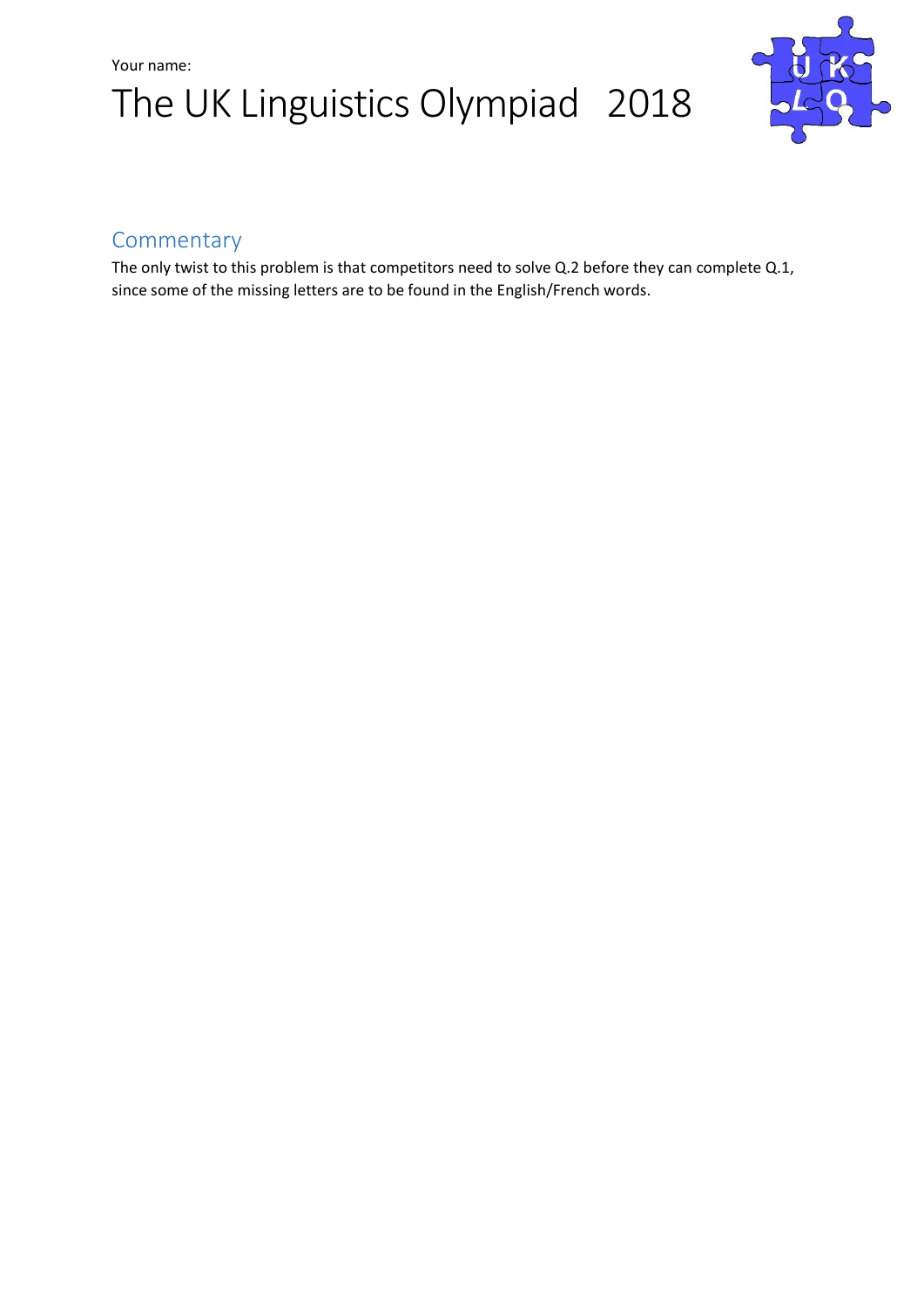Your name:

# The UK Linguistics Olympiad 2018

## Commentary

The only twist to this problem is that competitors need to solve Q.2 before they can complete Q.1, since some of the missing letters are to be found in the English/French words.